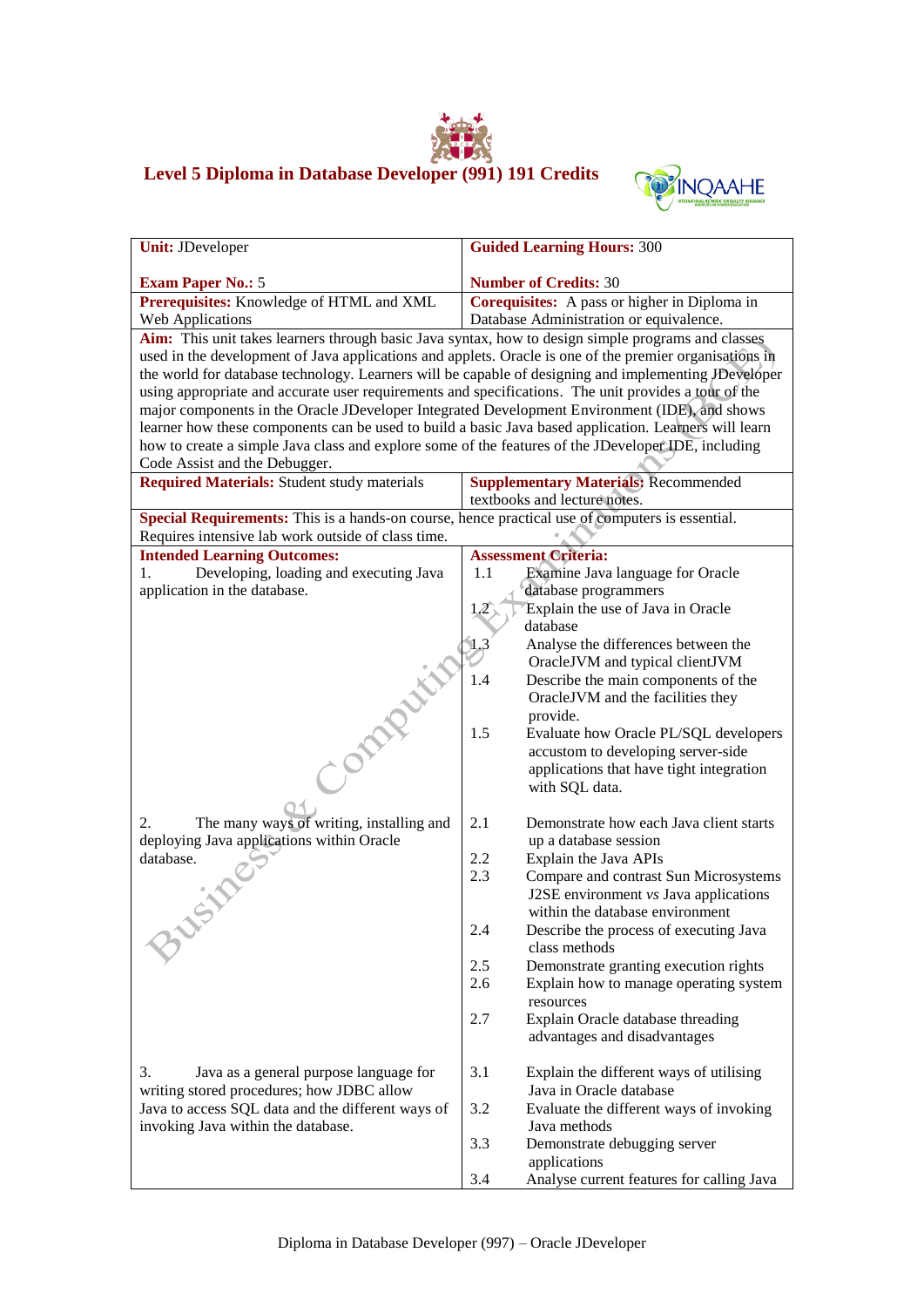# Level 5 Diploma in Database Developer (991) 191 Credits

| **Unit:** JDeveloper<br><br>**Exam Paper No.:** 5 | **Guided Learning Hours:** 300<br><br>**Number of Credits:** 30 |
|---|---|
| **Prerequisites:** Knowledge of HTML and XML Web Applications | **Corequisites:** A pass or higher in Diploma in Database Administration or equivalence. |
| **Aim:** This unit takes learners through basic Java syntax, how to design simple programs and classes used in the development of Java applications and applets. Oracle is one of the premier organisations in the world for database technology. Learners will be capable of designing and implementing JDeveloper using appropriate and accurate user requirements and specifications. The unit provides a tour of the major components in the Oracle JDeveloper Integrated Development Environment (IDE), and shows learner how these components can be used to build a basic Java based application. Learners will learn how to create a simple Java class and explore some of the features of the JDeveloper IDE, including Code Assist and the Debugger. | |
| **Required Materials:** Student study materials | **Supplementary Materials:** Recommended textbooks and lecture notes. |
| **Special Requirements:** This is a hands-on course, hence practical use of computers is essential. Requires intensive lab work outside of class time. | |
| **Intended Learning Outcomes:** | **Assessment Criteria:** |
| 1. Developing, loading and executing Java application in the database. | 1.1 Examine Java language for Oracle database programmers<br>1.2 Explain the use of Java in Oracle database<br>1.3 Analyse the differences between the OracleJVM and typical clientJVM<br>1.4 Describe the main components of the OracleJVM and the facilities they provide.<br>1.5 Evaluate how Oracle PL/SQL developers accustom to developing server-side applications that have tight integration with SQL data. |
| 2. The many ways of writing, installing and deploying Java applications within Oracle database. | 2.1 Demonstrate how each Java client starts up a database session<br>2.2 Explain the Java APIs<br>2.3 Compare and contrast Sun Microsystems J2SE environment *vs* Java applications within the database environment<br>2.4 Describe the process of executing Java class methods<br>2.5 Demonstrate granting execution rights<br>2.6 Explain how to manage operating system resources<br>2.7 Explain Oracle database threading advantages and disadvantages |
| 3. Java as a general purpose language for writing stored procedures; how JDBC allow Java to access SQL data and the different ways of invoking Java within the database. | 3.1 Explain the different ways of utilising Java in Oracle database<br>3.2 Evaluate the different ways of invoking Java methods<br>3.3 Demonstrate debugging server applications<br>3.4 Analyse current features for calling Java |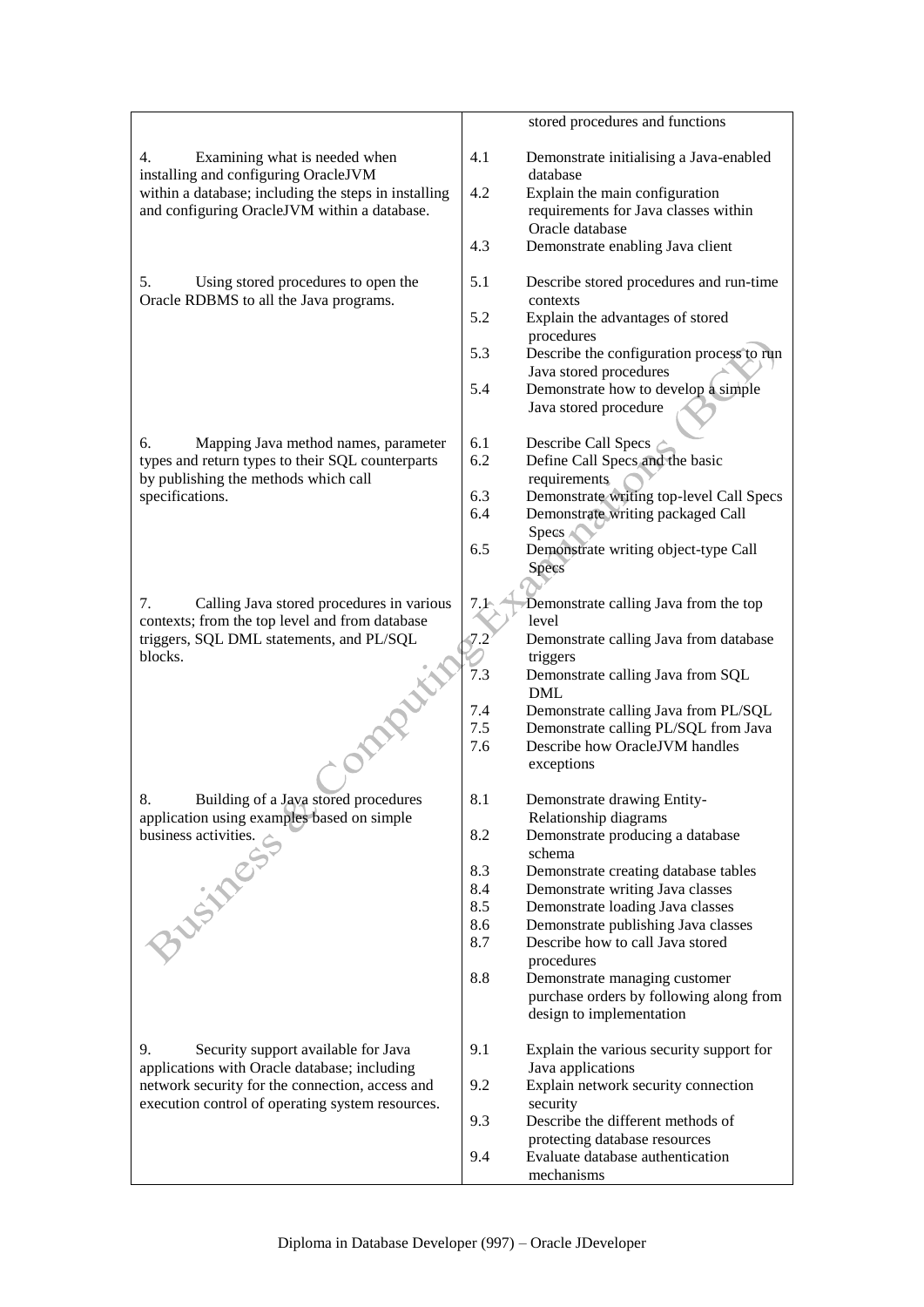| | |
|---|---|
| | stored procedures and functions |
| 4. Examining what is needed when installing and configuring OracleJVM within a database; including the steps in installing and configuring OracleJVM within a database. | 4.1 Demonstrate initialising a Java-enabled database<br>4.2 Explain the main configuration requirements for Java classes within Oracle database<br>4.3 Demonstrate enabling Java client |
| 5. Using stored procedures to open the Oracle RDBMS to all the Java programs. | 5.1 Describe stored procedures and run-time contexts<br>5.2 Explain the advantages of stored procedures<br>5.3 Describe the configuration process to run Java stored procedures<br>5.4 Demonstrate how to develop a simple Java stored procedure |
| 6. Mapping Java method names, parameter types and return types to their SQL counterparts by publishing the methods which call specifications. | 6.1 Describe Call Specs<br>6.2 Define Call Specs and the basic requirements<br>6.3 Demonstrate writing top-level Call Specs<br>6.4 Demonstrate writing packaged Call Specs<br>6.5 Demonstrate writing object-type Call Specs |
| 7. Calling Java stored procedures in various contexts; from the top level and from database triggers, SQL DML statements, and PL/SQL blocks. | 7.1 Demonstrate calling Java from the top level<br>7.2 Demonstrate calling Java from database triggers<br>7.3 Demonstrate calling Java from SQL DML<br>7.4 Demonstrate calling Java from PL/SQL<br>7.5 Demonstrate calling PL/SQL from Java<br>7.6 Describe how OracleJVM handles exceptions |
| 8. Building of a Java stored procedures application using examples based on simple business activities. | 8.1 Demonstrate drawing Entity-Relationship diagrams<br>8.2 Demonstrate producing a database schema<br>8.3 Demonstrate creating database tables<br>8.4 Demonstrate writing Java classes<br>8.5 Demonstrate loading Java classes<br>8.6 Demonstrate publishing Java classes<br>8.7 Describe how to call Java stored procedures<br>8.8 Demonstrate managing customer purchase orders by following along from design to implementation |
| 9. Security support available for Java applications with Oracle database; including network security for the connection, access and execution control of operating system resources. | 9.1 Explain the various security support for Java applications<br>9.2 Explain network security connection security<br>9.3 Describe the different methods of protecting database resources<br>9.4 Evaluate database authentication mechanisms |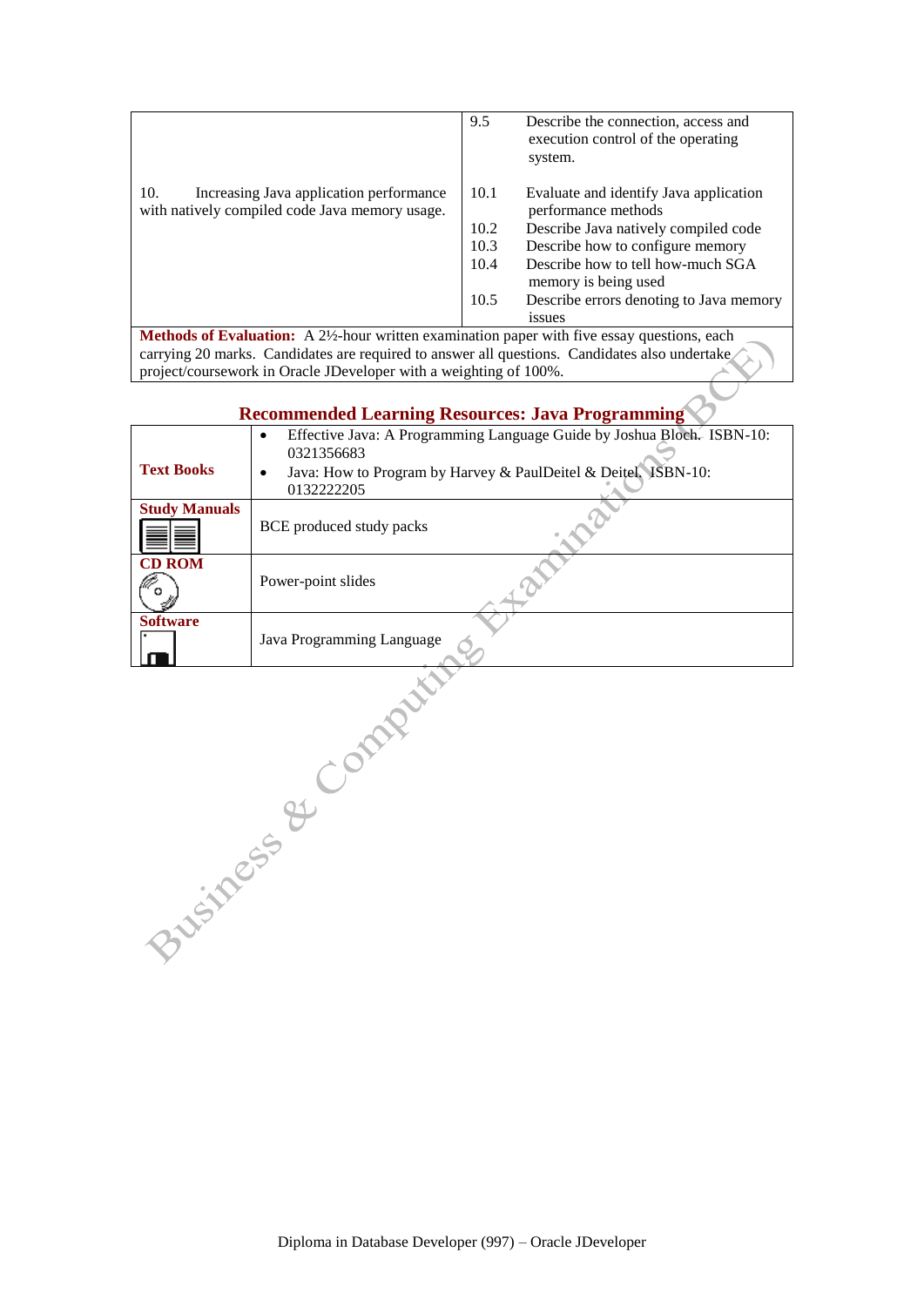| | |
|---|---|
| | 9.5 Describe the connection, access and execution control of the operating system. |
| 10. Increasing Java application performance with natively compiled code Java memory usage. | 10.1 Evaluate and identify Java application performance methods<br>10.2 Describe Java natively compiled code<br>10.3 Describe how to configure memory<br>10.4 Describe how to tell how-much SGA memory is being used<br>10.5 Describe errors denoting to Java memory issues |

**Methods of Evaluation:** A 2½-hour written examination paper with five essay questions, each carrying 20 marks. Candidates are required to answer all questions. Candidates also undertake project/coursework in Oracle JDeveloper with a weighting of 100%.

## Recommended Learning Resources: Java Programming

| | |
|---|---|
| **Text Books** | • Effective Java: A Programming Language Guide by Joshua Bloch. ISBN-10: 0321356683<br>• Java: How to Program by Harvey & PaulDeitel & Deitel. ISBN-10: 0132222205 |
| **Study Manuals** | BCE produced study packs |
| **CD ROM** | Power-point slides |
| **Software** | Java Programming Language |